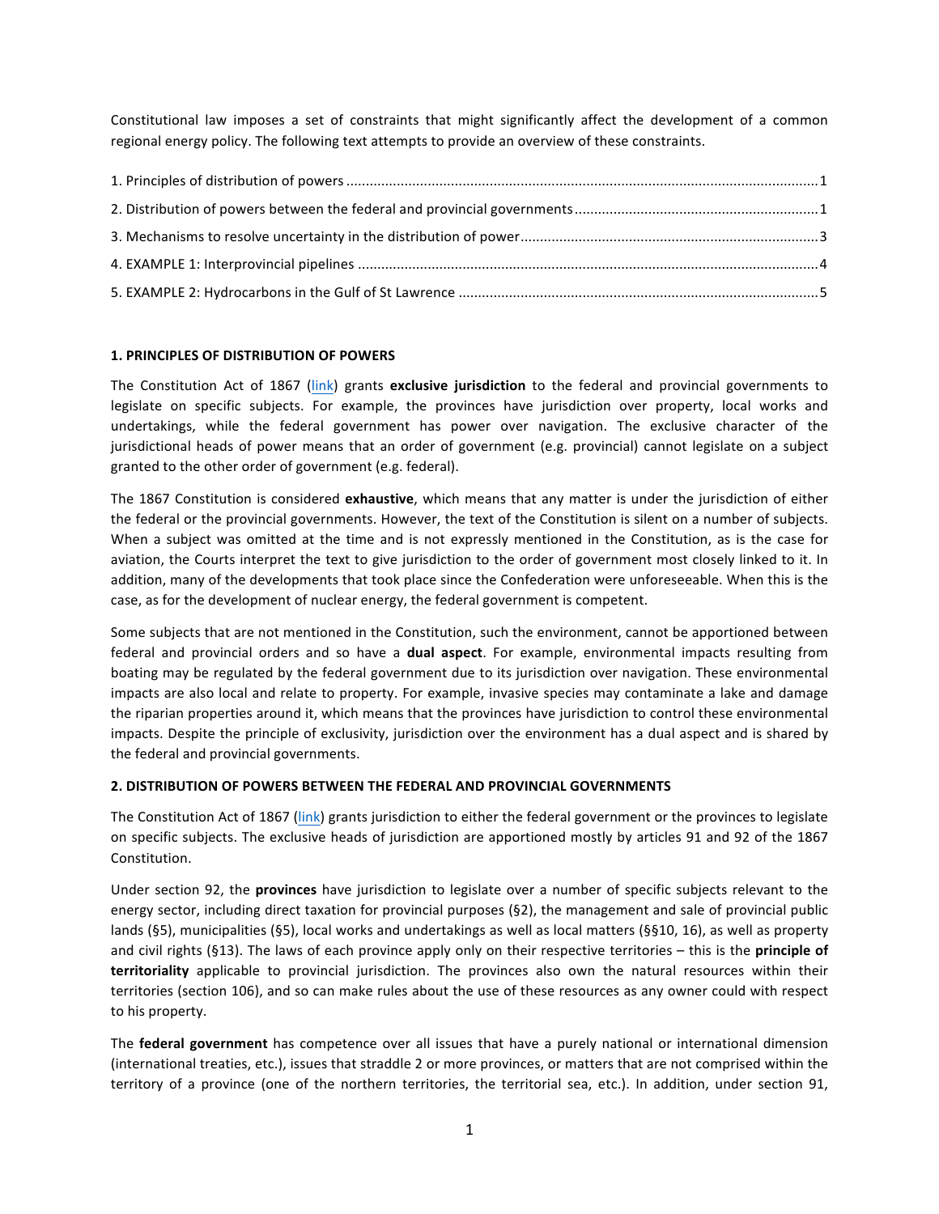Constitutional law imposes a set of constraints that might significantly affect the development of a common regional energy policy. The following text attempts to provide an overview of these constraints.

1. Principles of distribution of powers ........................................................................................................................1
2. Distribution of powers between the federal and provincial governments..............................................................1
3. Mechanisms to resolve uncertainty in the distribution of power............................................................................3
4. EXAMPLE 1: Interprovincial pipelines ......................................................................................................................4
5. EXAMPLE 2: Hydrocarbons in the Gulf of St Lawrence ............................................................................................5

## 1. PRINCIPLES OF DISTRIBUTION OF POWERS

The Constitution Act of 1867 (link) grants **exclusive jurisdiction** to the federal and provincial governments to legislate on specific subjects. For example, the provinces have jurisdiction over property, local works and undertakings, while the federal government has power over navigation. The exclusive character of the jurisdictional heads of power means that an order of government (e.g. provincial) cannot legislate on a subject granted to the other order of government (e.g. federal).

The 1867 Constitution is considered **exhaustive**, which means that any matter is under the jurisdiction of either the federal or the provincial governments. However, the text of the Constitution is silent on a number of subjects. When a subject was omitted at the time and is not expressly mentioned in the Constitution, as is the case for aviation, the Courts interpret the text to give jurisdiction to the order of government most closely linked to it. In addition, many of the developments that took place since the Confederation were unforeseeable. When this is the case, as for the development of nuclear energy, the federal government is competent.

Some subjects that are not mentioned in the Constitution, such the environment, cannot be apportioned between federal and provincial orders and so have a **dual aspect**. For example, environmental impacts resulting from boating may be regulated by the federal government due to its jurisdiction over navigation. These environmental impacts are also local and relate to property. For example, invasive species may contaminate a lake and damage the riparian properties around it, which means that the provinces have jurisdiction to control these environmental impacts. Despite the principle of exclusivity, jurisdiction over the environment has a dual aspect and is shared by the federal and provincial governments.

## 2. DISTRIBUTION OF POWERS BETWEEN THE FEDERAL AND PROVINCIAL GOVERNMENTS

The Constitution Act of 1867 (link) grants jurisdiction to either the federal government or the provinces to legislate on specific subjects. The exclusive heads of jurisdiction are apportioned mostly by articles 91 and 92 of the 1867 Constitution.

Under section 92, the **provinces** have jurisdiction to legislate over a number of specific subjects relevant to the energy sector, including direct taxation for provincial purposes (§2), the management and sale of provincial public lands (§5), municipalities (§5), local works and undertakings as well as local matters (§§10, 16), as well as property and civil rights (§13). The laws of each province apply only on their respective territories – this is the **principle of territoriality** applicable to provincial jurisdiction. The provinces also own the natural resources within their territories (section 106), and so can make rules about the use of these resources as any owner could with respect to his property.

The **federal government** has competence over all issues that have a purely national or international dimension (international treaties, etc.), issues that straddle 2 or more provinces, or matters that are not comprised within the territory of a province (one of the northern territories, the territorial sea, etc.). In addition, under section 91,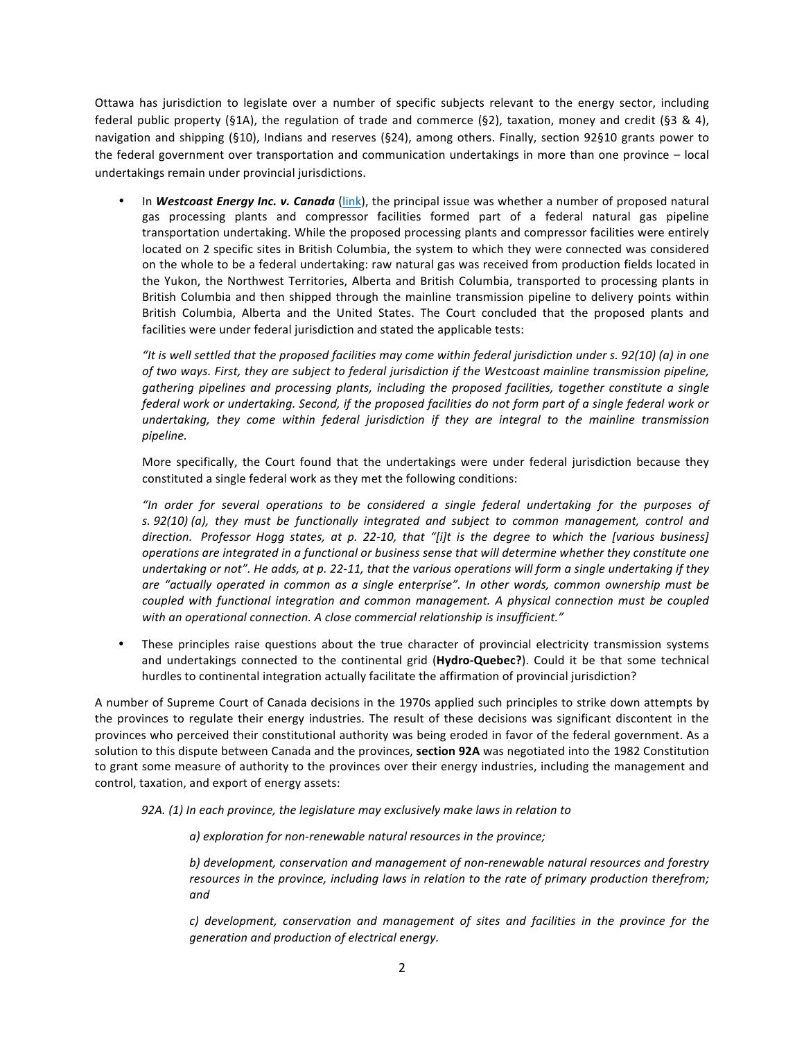Ottawa has jurisdiction to legislate over a number of specific subjects relevant to the energy sector, including federal public property (§1A), the regulation of trade and commerce (§2), taxation, money and credit (§3 & 4), navigation and shipping (§10), Indians and reserves (§24), among others. Finally, section 92§10 grants power to the federal government over transportation and communication undertakings in more than one province – local undertakings remain under provincial jurisdictions.

- In ***Westcoast Energy Inc. v. Canada*** (link), the principal issue was whether a number of proposed natural gas processing plants and compressor facilities formed part of a federal natural gas pipeline transportation undertaking. While the proposed processing plants and compressor facilities were entirely located on 2 specific sites in British Columbia, the system to which they were connected was considered on the whole to be a federal undertaking: raw natural gas was received from production fields located in the Yukon, the Northwest Territories, Alberta and British Columbia, transported to processing plants in British Columbia and then shipped through the mainline transmission pipeline to delivery points within British Columbia, Alberta and the United States. The Court concluded that the proposed plants and facilities were under federal jurisdiction and stated the applicable tests:

  *"It is well settled that the proposed facilities may come within federal jurisdiction under s. 92(10) (a) in one of two ways. First, they are subject to federal jurisdiction if the Westcoast mainline transmission pipeline, gathering pipelines and processing plants, including the proposed facilities, together constitute a single federal work or undertaking. Second, if the proposed facilities do not form part of a single federal work or undertaking, they come within federal jurisdiction if they are integral to the mainline transmission pipeline.*

  More specifically, the Court found that the undertakings were under federal jurisdiction because they constituted a single federal work as they met the following conditions:

  *"In order for several operations to be considered a single federal undertaking for the purposes of s. 92(10) (a), they must be functionally integrated and subject to common management, control and direction. Professor Hogg states, at p. 22-10, that "[i]t is the degree to which the [various business] operations are integrated in a functional or business sense that will determine whether they constitute one undertaking or not". He adds, at p. 22-11, that the various operations will form a single undertaking if they are "actually operated in common as a single enterprise". In other words, common ownership must be coupled with functional integration and common management. A physical connection must be coupled with an operational connection. A close commercial relationship is insufficient."*

- These principles raise questions about the true character of provincial electricity transmission systems and undertakings connected to the continental grid (**Hydro-Quebec?**). Could it be that some technical hurdles to continental integration actually facilitate the affirmation of provincial jurisdiction?

A number of Supreme Court of Canada decisions in the 1970s applied such principles to strike down attempts by the provinces to regulate their energy industries. The result of these decisions was significant discontent in the provinces who perceived their constitutional authority was being eroded in favor of the federal government. As a solution to this dispute between Canada and the provinces, **section 92A** was negotiated into the 1982 Constitution to grant some measure of authority to the provinces over their energy industries, including the management and control, taxation, and export of energy assets:

> *92A. (1) In each province, the legislature may exclusively make laws in relation to*
>
> > *a) exploration for non-renewable natural resources in the province;*
> >
> > *b) development, conservation and management of non-renewable natural resources and forestry resources in the province, including laws in relation to the rate of primary production therefrom; and*
> >
> > *c) development, conservation and management of sites and facilities in the province for the generation and production of electrical energy.*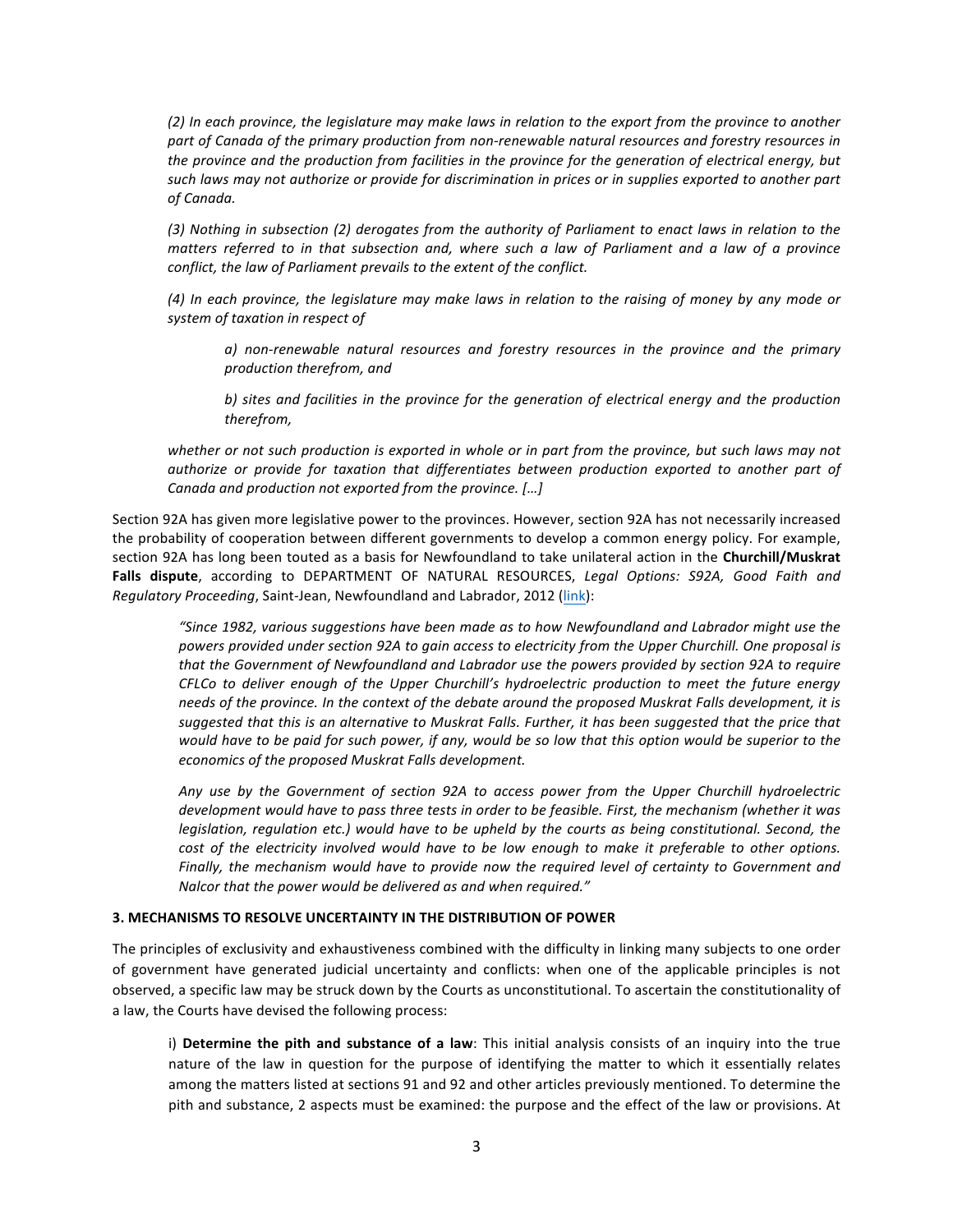*(2) In each province, the legislature may make laws in relation to the export from the province to another part of Canada of the primary production from non-renewable natural resources and forestry resources in the province and the production from facilities in the province for the generation of electrical energy, but such laws may not authorize or provide for discrimination in prices or in supplies exported to another part of Canada.*

*(3) Nothing in subsection (2) derogates from the authority of Parliament to enact laws in relation to the matters referred to in that subsection and, where such a law of Parliament and a law of a province conflict, the law of Parliament prevails to the extent of the conflict.*

*(4) In each province, the legislature may make laws in relation to the raising of money by any mode or system of taxation in respect of*

> *a) non-renewable natural resources and forestry resources in the province and the primary production therefrom, and*
>
> *b) sites and facilities in the province for the generation of electrical energy and the production therefrom,*

*whether or not such production is exported in whole or in part from the province, but such laws may not authorize or provide for taxation that differentiates between production exported to another part of Canada and production not exported from the province. […]*

Section 92A has given more legislative power to the provinces. However, section 92A has not necessarily increased the probability of cooperation between different governments to develop a common energy policy. For example, section 92A has long been touted as a basis for Newfoundland to take unilateral action in the **Churchill/Muskrat Falls dispute**, according to DEPARTMENT OF NATURAL RESOURCES, *Legal Options: S92A, Good Faith and Regulatory Proceeding*, Saint-Jean, Newfoundland and Labrador, 2012 (link):

> *"Since 1982, various suggestions have been made as to how Newfoundland and Labrador might use the powers provided under section 92A to gain access to electricity from the Upper Churchill. One proposal is that the Government of Newfoundland and Labrador use the powers provided by section 92A to require CFLCo to deliver enough of the Upper Churchill's hydroelectric production to meet the future energy needs of the province. In the context of the debate around the proposed Muskrat Falls development, it is suggested that this is an alternative to Muskrat Falls. Further, it has been suggested that the price that would have to be paid for such power, if any, would be so low that this option would be superior to the economics of the proposed Muskrat Falls development.*
>
> *Any use by the Government of section 92A to access power from the Upper Churchill hydroelectric development would have to pass three tests in order to be feasible. First, the mechanism (whether it was legislation, regulation etc.) would have to be upheld by the courts as being constitutional. Second, the cost of the electricity involved would have to be low enough to make it preferable to other options. Finally, the mechanism would have to provide now the required level of certainty to Government and Nalcor that the power would be delivered as and when required."*

### 3. MECHANISMS TO RESOLVE UNCERTAINTY IN THE DISTRIBUTION OF POWER

The principles of exclusivity and exhaustiveness combined with the difficulty in linking many subjects to one order of government have generated judicial uncertainty and conflicts: when one of the applicable principles is not observed, a specific law may be struck down by the Courts as unconstitutional. To ascertain the constitutionality of a law, the Courts have devised the following process:

> i) **Determine the pith and substance of a law**: This initial analysis consists of an inquiry into the true nature of the law in question for the purpose of identifying the matter to which it essentially relates among the matters listed at sections 91 and 92 and other articles previously mentioned. To determine the pith and substance, 2 aspects must be examined: the purpose and the effect of the law or provisions. At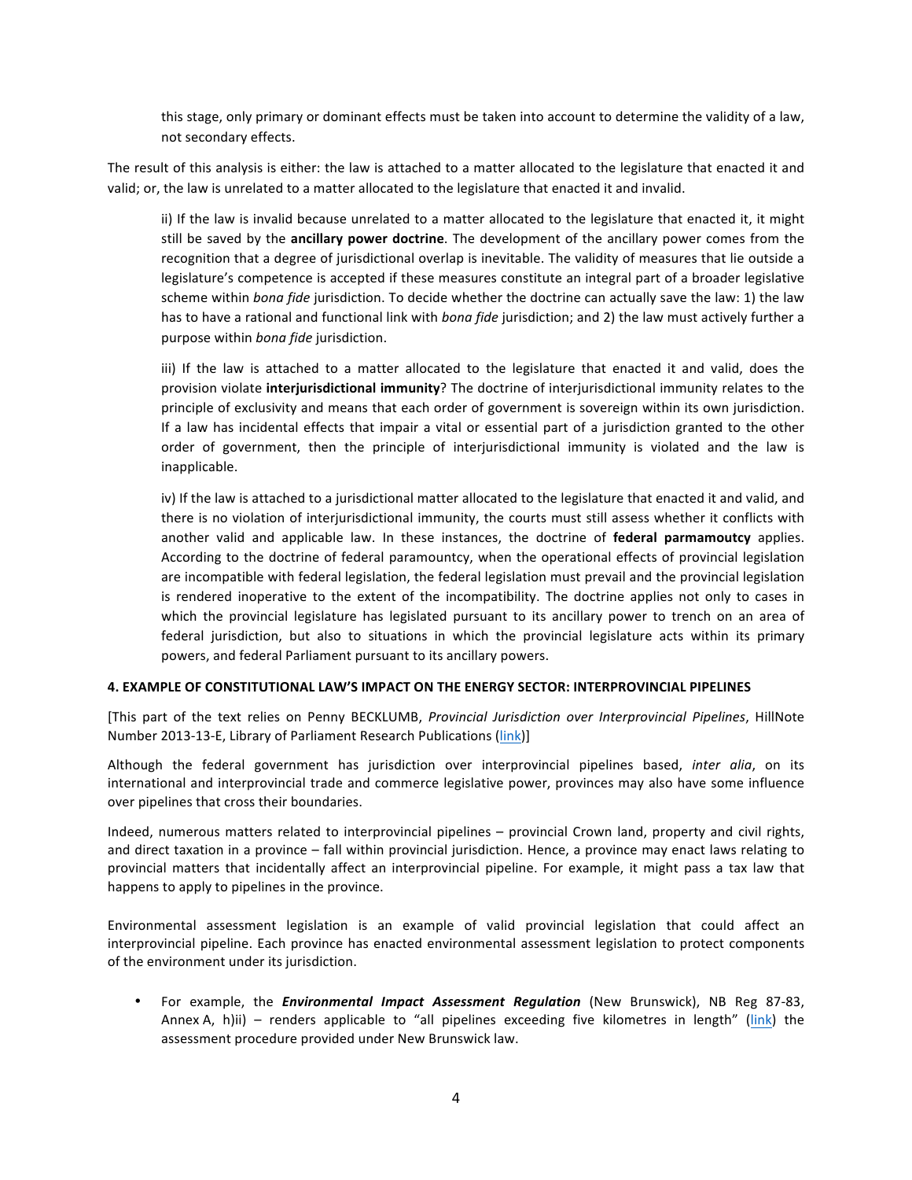this stage, only primary or dominant effects must be taken into account to determine the validity of a law, not secondary effects.

The result of this analysis is either: the law is attached to a matter allocated to the legislature that enacted it and valid; or, the law is unrelated to a matter allocated to the legislature that enacted it and invalid.

ii) If the law is invalid because unrelated to a matter allocated to the legislature that enacted it, it might still be saved by the **ancillary power doctrine**. The development of the ancillary power comes from the recognition that a degree of jurisdictional overlap is inevitable. The validity of measures that lie outside a legislature's competence is accepted if these measures constitute an integral part of a broader legislative scheme within *bona fide* jurisdiction. To decide whether the doctrine can actually save the law: 1) the law has to have a rational and functional link with *bona fide* jurisdiction; and 2) the law must actively further a purpose within *bona fide* jurisdiction.

iii) If the law is attached to a matter allocated to the legislature that enacted it and valid, does the provision violate **interjurisdictional immunity**? The doctrine of interjurisdictional immunity relates to the principle of exclusivity and means that each order of government is sovereign within its own jurisdiction. If a law has incidental effects that impair a vital or essential part of a jurisdiction granted to the other order of government, then the principle of interjurisdictional immunity is violated and the law is inapplicable.

iv) If the law is attached to a jurisdictional matter allocated to the legislature that enacted it and valid, and there is no violation of interjurisdictional immunity, the courts must still assess whether it conflicts with another valid and applicable law. In these instances, the doctrine of **federal parmamoutcy** applies. According to the doctrine of federal paramountcy, when the operational effects of provincial legislation are incompatible with federal legislation, the federal legislation must prevail and the provincial legislation is rendered inoperative to the extent of the incompatibility. The doctrine applies not only to cases in which the provincial legislature has legislated pursuant to its ancillary power to trench on an area of federal jurisdiction, but also to situations in which the provincial legislature acts within its primary powers, and federal Parliament pursuant to its ancillary powers.

## 4. EXAMPLE OF CONSTITUTIONAL LAW'S IMPACT ON THE ENERGY SECTOR: INTERPROVINCIAL PIPELINES

[This part of the text relies on Penny BECKLUMB, *Provincial Jurisdiction over Interprovincial Pipelines*, HillNote Number 2013-13-E, Library of Parliament Research Publications (link)]

Although the federal government has jurisdiction over interprovincial pipelines based, *inter alia*, on its international and interprovincial trade and commerce legislative power, provinces may also have some influence over pipelines that cross their boundaries.

Indeed, numerous matters related to interprovincial pipelines – provincial Crown land, property and civil rights, and direct taxation in a province – fall within provincial jurisdiction. Hence, a province may enact laws relating to provincial matters that incidentally affect an interprovincial pipeline. For example, it might pass a tax law that happens to apply to pipelines in the province.

Environmental assessment legislation is an example of valid provincial legislation that could affect an interprovincial pipeline. Each province has enacted environmental assessment legislation to protect components of the environment under its jurisdiction.

- For example, the ***Environmental Impact Assessment Regulation*** (New Brunswick), NB Reg 87-83, Annex A, h)ii) – renders applicable to "all pipelines exceeding five kilometres in length" (link) the assessment procedure provided under New Brunswick law.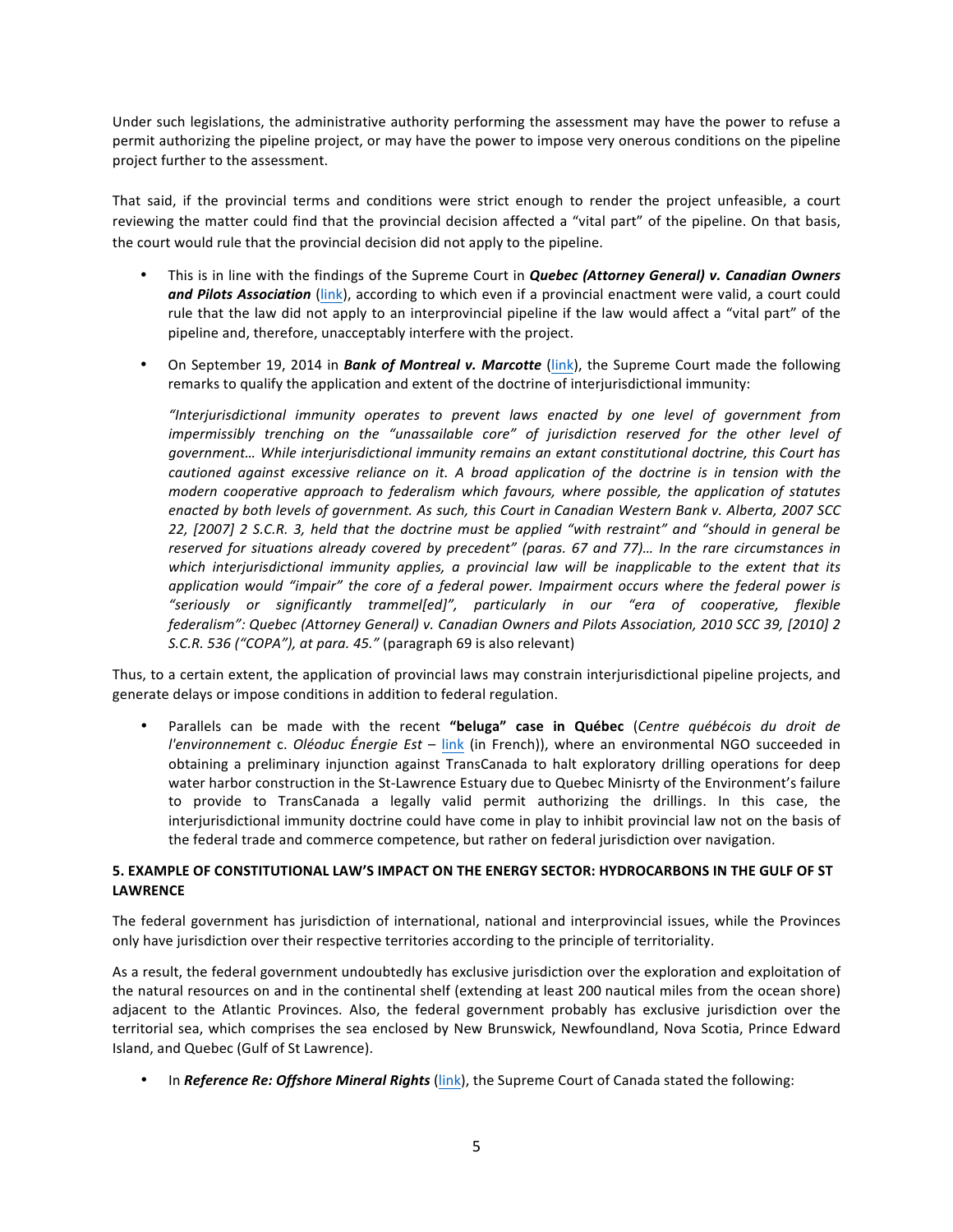Under such legislations, the administrative authority performing the assessment may have the power to refuse a permit authorizing the pipeline project, or may have the power to impose very onerous conditions on the pipeline project further to the assessment.

That said, if the provincial terms and conditions were strict enough to render the project unfeasible, a court reviewing the matter could find that the provincial decision affected a "vital part" of the pipeline. On that basis, the court would rule that the provincial decision did not apply to the pipeline.

- This is in line with the findings of the Supreme Court in ***Quebec (Attorney General) v. Canadian Owners and Pilots Association*** (link), according to which even if a provincial enactment were valid, a court could rule that the law did not apply to an interprovincial pipeline if the law would affect a "vital part" of the pipeline and, therefore, unacceptably interfere with the project.

- On September 19, 2014 in ***Bank of Montreal v. Marcotte*** (link), the Supreme Court made the following remarks to qualify the application and extent of the doctrine of interjurisdictional immunity:

  *"Interjurisdictional immunity operates to prevent laws enacted by one level of government from impermissibly trenching on the "unassailable core" of jurisdiction reserved for the other level of government… While interjurisdictional immunity remains an extant constitutional doctrine, this Court has cautioned against excessive reliance on it. A broad application of the doctrine is in tension with the modern cooperative approach to federalism which favours, where possible, the application of statutes enacted by both levels of government. As such, this Court in Canadian Western Bank v. Alberta, 2007 SCC 22, [2007] 2 S.C.R. 3, held that the doctrine must be applied "with restraint" and "should in general be reserved for situations already covered by precedent" (paras. 67 and 77)… In the rare circumstances in which interjurisdictional immunity applies, a provincial law will be inapplicable to the extent that its application would "impair" the core of a federal power. Impairment occurs where the federal power is "seriously or significantly trammel[ed]", particularly in our "era of cooperative, flexible federalism": Quebec (Attorney General) v. Canadian Owners and Pilots Association, 2010 SCC 39, [2010] 2 S.C.R. 536 ("COPA"), at para. 45."* (paragraph 69 is also relevant)

Thus, to a certain extent, the application of provincial laws may constrain interjurisdictional pipeline projects, and generate delays or impose conditions in addition to federal regulation.

- Parallels can be made with the recent **"beluga" case in Québec** (*Centre québécois du droit de l'environnement* c. *Oléoduc Énergie Est* – link (in French)), where an environmental NGO succeeded in obtaining a preliminary injunction against TransCanada to halt exploratory drilling operations for deep water harbor construction in the St-Lawrence Estuary due to Quebec Minisrty of the Environment's failure to provide to TransCanada a legally valid permit authorizing the drillings. In this case, the interjurisdictional immunity doctrine could have come in play to inhibit provincial law not on the basis of the federal trade and commerce competence, but rather on federal jurisdiction over navigation.

## 5. EXAMPLE OF CONSTITUTIONAL LAW'S IMPACT ON THE ENERGY SECTOR: HYDROCARBONS IN THE GULF OF ST LAWRENCE

The federal government has jurisdiction of international, national and interprovincial issues, while the Provinces only have jurisdiction over their respective territories according to the principle of territoriality.

As a result, the federal government undoubtedly has exclusive jurisdiction over the exploration and exploitation of the natural resources on and in the continental shelf (extending at least 200 nautical miles from the ocean shore) adjacent to the Atlantic Provinces. Also, the federal government probably has exclusive jurisdiction over the territorial sea, which comprises the sea enclosed by New Brunswick, Newfoundland, Nova Scotia, Prince Edward Island, and Quebec (Gulf of St Lawrence).

- In ***Reference Re: Offshore Mineral Rights*** (link), the Supreme Court of Canada stated the following: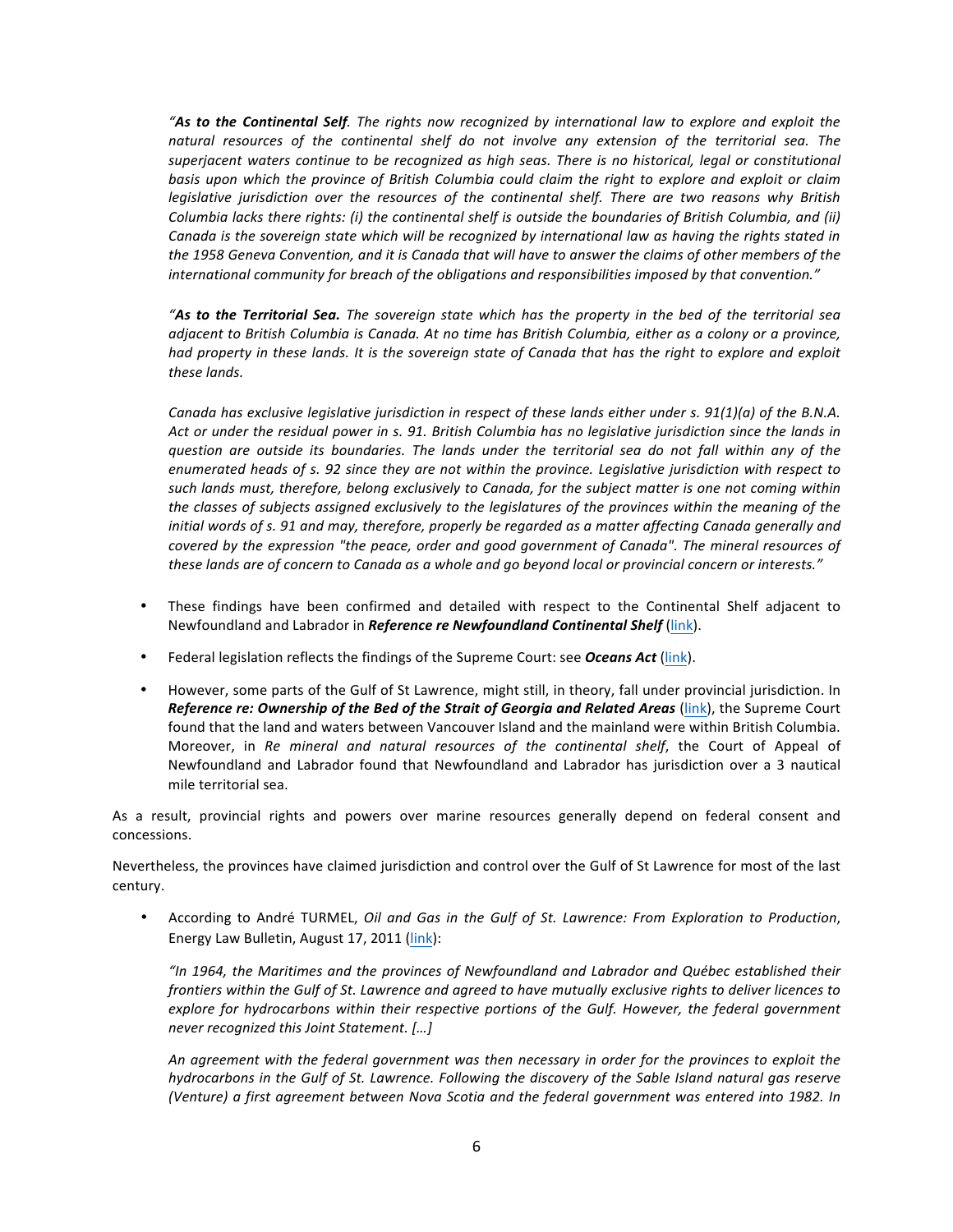*"**As to the Continental Self**. The rights now recognized by international law to explore and exploit the natural resources of the continental shelf do not involve any extension of the territorial sea. The superjacent waters continue to be recognized as high seas. There is no historical, legal or constitutional basis upon which the province of British Columbia could claim the right to explore and exploit or claim legislative jurisdiction over the resources of the continental shelf. There are two reasons why British Columbia lacks there rights: (i) the continental shelf is outside the boundaries of British Columbia, and (ii) Canada is the sovereign state which will be recognized by international law as having the rights stated in the 1958 Geneva Convention, and it is Canada that will have to answer the claims of other members of the international community for breach of the obligations and responsibilities imposed by that convention."*

*"**As to the Territorial Sea.** The sovereign state which has the property in the bed of the territorial sea adjacent to British Columbia is Canada. At no time has British Columbia, either as a colony or a province, had property in these lands. It is the sovereign state of Canada that has the right to explore and exploit these lands.*

*Canada has exclusive legislative jurisdiction in respect of these lands either under s. 91(1)(a) of the B.N.A. Act or under the residual power in s. 91. British Columbia has no legislative jurisdiction since the lands in question are outside its boundaries. The lands under the territorial sea do not fall within any of the enumerated heads of s. 92 since they are not within the province. Legislative jurisdiction with respect to such lands must, therefore, belong exclusively to Canada, for the subject matter is one not coming within the classes of subjects assigned exclusively to the legislatures of the provinces within the meaning of the initial words of s. 91 and may, therefore, properly be regarded as a matter affecting Canada generally and covered by the expression "the peace, order and good government of Canada". The mineral resources of these lands are of concern to Canada as a whole and go beyond local or provincial concern or interests."*

- These findings have been confirmed and detailed with respect to the Continental Shelf adjacent to Newfoundland and Labrador in ***Reference re Newfoundland Continental Shelf*** (link).
- Federal legislation reflects the findings of the Supreme Court: see ***Oceans Act*** (link).
- However, some parts of the Gulf of St Lawrence, might still, in theory, fall under provincial jurisdiction. In ***Reference re: Ownership of the Bed of the Strait of Georgia and Related Areas*** (link), the Supreme Court found that the land and waters between Vancouver Island and the mainland were within British Columbia. Moreover, in *Re mineral and natural resources of the continental shelf*, the Court of Appeal of Newfoundland and Labrador found that Newfoundland and Labrador has jurisdiction over a 3 nautical mile territorial sea.

As a result, provincial rights and powers over marine resources generally depend on federal consent and concessions.

Nevertheless, the provinces have claimed jurisdiction and control over the Gulf of St Lawrence for most of the last century.

- According to André TURMEL, *Oil and Gas in the Gulf of St. Lawrence: From Exploration to Production*, Energy Law Bulletin, August 17, 2011 (link):

  *"In 1964, the Maritimes and the provinces of Newfoundland and Labrador and Québec established their frontiers within the Gulf of St. Lawrence and agreed to have mutually exclusive rights to deliver licences to explore for hydrocarbons within their respective portions of the Gulf. However, the federal government never recognized this Joint Statement. […]*

  *An agreement with the federal government was then necessary in order for the provinces to exploit the hydrocarbons in the Gulf of St. Lawrence. Following the discovery of the Sable Island natural gas reserve (Venture) a first agreement between Nova Scotia and the federal government was entered into 1982. In*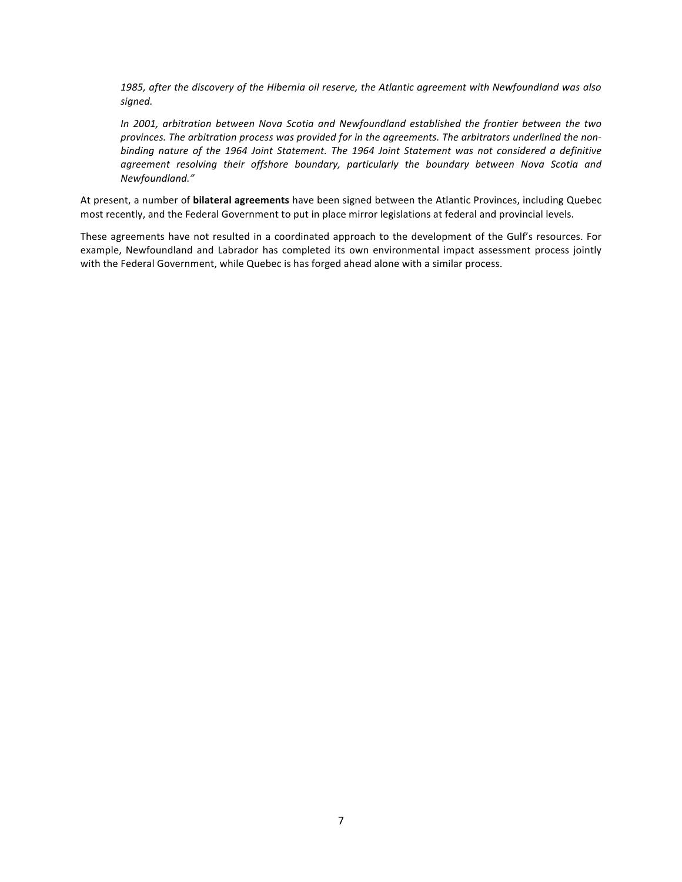*1985, after the discovery of the Hibernia oil reserve, the Atlantic agreement with Newfoundland was also signed.*

*In 2001, arbitration between Nova Scotia and Newfoundland established the frontier between the two provinces. The arbitration process was provided for in the agreements. The arbitrators underlined the non-binding nature of the 1964 Joint Statement. The 1964 Joint Statement was not considered a definitive agreement resolving their offshore boundary, particularly the boundary between Nova Scotia and Newfoundland."*

At present, a number of **bilateral agreements** have been signed between the Atlantic Provinces, including Quebec most recently, and the Federal Government to put in place mirror legislations at federal and provincial levels.

These agreements have not resulted in a coordinated approach to the development of the Gulf's resources. For example, Newfoundland and Labrador has completed its own environmental impact assessment process jointly with the Federal Government, while Quebec is has forged ahead alone with a similar process.